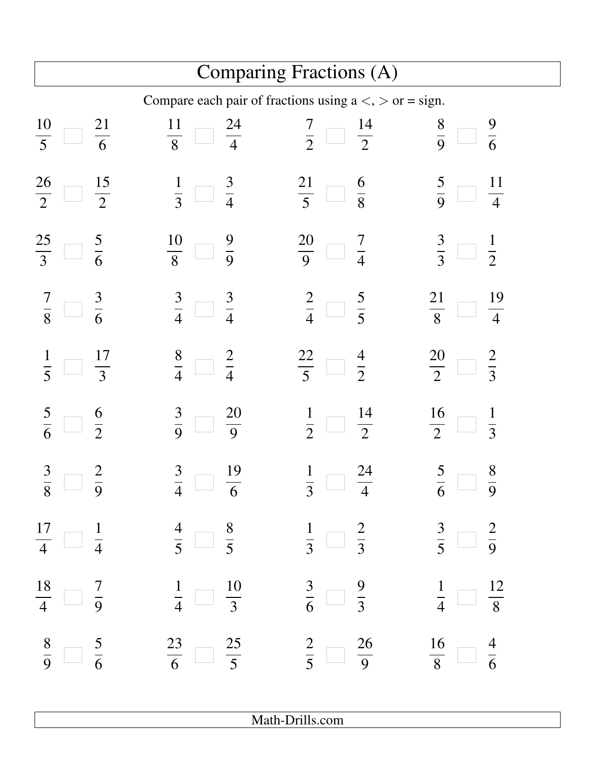# Comparing Fractions (A)

Compare each pair of fractions using a <, > or = sign.

| | | | |
|---|---|---|---|
| $\frac{10}{5}$ ☐ $\frac{21}{6}$ | $\frac{11}{8}$ ☐ $\frac{24}{4}$ | $\frac{7}{2}$ ☐ $\frac{14}{2}$ | $\frac{8}{9}$ ☐ $\frac{9}{6}$ |
| $\frac{26}{2}$ ☐ $\frac{15}{2}$ | $\frac{1}{3}$ ☐ $\frac{3}{4}$ | $\frac{21}{5}$ ☐ $\frac{6}{8}$ | $\frac{5}{9}$ ☐ $\frac{11}{4}$ |
| $\frac{25}{3}$ ☐ $\frac{5}{6}$ | $\frac{10}{8}$ ☐ $\frac{9}{9}$ | $\frac{20}{9}$ ☐ $\frac{7}{4}$ | $\frac{3}{3}$ ☐ $\frac{1}{2}$ |
| $\frac{7}{8}$ ☐ $\frac{3}{6}$ | $\frac{3}{4}$ ☐ $\frac{3}{4}$ | $\frac{2}{4}$ ☐ $\frac{5}{5}$ | $\frac{21}{8}$ ☐ $\frac{19}{4}$ |
| $\frac{1}{5}$ ☐ $\frac{17}{3}$ | $\frac{8}{4}$ ☐ $\frac{2}{4}$ | $\frac{22}{5}$ ☐ $\frac{4}{2}$ | $\frac{20}{2}$ ☐ $\frac{2}{3}$ |
| $\frac{5}{6}$ ☐ $\frac{6}{2}$ | $\frac{3}{9}$ ☐ $\frac{20}{9}$ | $\frac{1}{2}$ ☐ $\frac{14}{2}$ | $\frac{16}{2}$ ☐ $\frac{1}{3}$ |
| $\frac{3}{8}$ ☐ $\frac{2}{9}$ | $\frac{3}{4}$ ☐ $\frac{19}{6}$ | $\frac{1}{3}$ ☐ $\frac{24}{4}$ | $\frac{5}{6}$ ☐ $\frac{8}{9}$ |
| $\frac{17}{4}$ ☐ $\frac{1}{4}$ | $\frac{4}{5}$ ☐ $\frac{8}{5}$ | $\frac{1}{3}$ ☐ $\frac{2}{3}$ | $\frac{3}{5}$ ☐ $\frac{2}{9}$ |
| $\frac{18}{4}$ ☐ $\frac{7}{9}$ | $\frac{1}{4}$ ☐ $\frac{10}{3}$ | $\frac{3}{6}$ ☐ $\frac{9}{3}$ | $\frac{1}{4}$ ☐ $\frac{12}{8}$ |
| $\frac{8}{9}$ ☐ $\frac{5}{6}$ | $\frac{23}{6}$ ☐ $\frac{25}{5}$ | $\frac{2}{5}$ ☐ $\frac{26}{9}$ | $\frac{16}{8}$ ☐ $\frac{4}{6}$ |

Math-Drills.com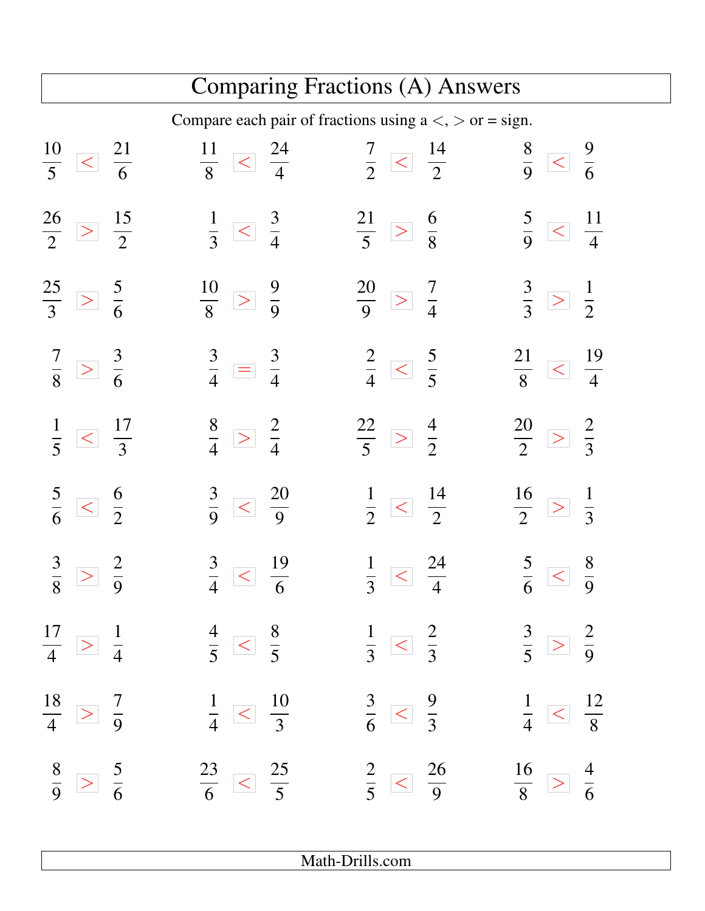# Comparing Fractions (A) Answers

Compare each pair of fractions using a <, > or = sign.

| | | | |
|---|---|---|---|
| $\frac{10}{5} < \frac{21}{6}$ | $\frac{11}{8} < \frac{24}{4}$ | $\frac{7}{2} < \frac{14}{2}$ | $\frac{8}{9} < \frac{9}{6}$ |
| $\frac{26}{2} > \frac{15}{2}$ | $\frac{1}{3} < \frac{3}{4}$ | $\frac{21}{5} > \frac{6}{8}$ | $\frac{5}{9} < \frac{11}{4}$ |
| $\frac{25}{3} > \frac{5}{6}$ | $\frac{10}{8} > \frac{9}{9}$ | $\frac{20}{9} > \frac{7}{4}$ | $\frac{3}{3} > \frac{1}{2}$ |
| $\frac{7}{8} > \frac{3}{6}$ | $\frac{3}{4} = \frac{3}{4}$ | $\frac{2}{4} < \frac{5}{5}$ | $\frac{21}{8} < \frac{19}{4}$ |
| $\frac{1}{5} < \frac{17}{3}$ | $\frac{8}{4} > \frac{2}{4}$ | $\frac{22}{5} > \frac{4}{2}$ | $\frac{20}{2} > \frac{2}{3}$ |
| $\frac{5}{6} < \frac{6}{2}$ | $\frac{3}{9} < \frac{20}{9}$ | $\frac{1}{2} < \frac{14}{2}$ | $\frac{16}{2} > \frac{1}{3}$ |
| $\frac{3}{8} > \frac{2}{9}$ | $\frac{3}{4} < \frac{19}{6}$ | $\frac{1}{3} < \frac{24}{4}$ | $\frac{5}{6} < \frac{8}{9}$ |
| $\frac{17}{4} > \frac{1}{4}$ | $\frac{4}{5} < \frac{8}{5}$ | $\frac{1}{3} < \frac{2}{3}$ | $\frac{3}{5} > \frac{2}{9}$ |
| $\frac{18}{4} > \frac{7}{9}$ | $\frac{1}{4} < \frac{10}{3}$ | $\frac{3}{6} < \frac{9}{3}$ | $\frac{1}{4} < \frac{12}{8}$ |
| $\frac{8}{9} > \frac{5}{6}$ | $\frac{23}{6} < \frac{25}{5}$ | $\frac{2}{5} < \frac{26}{9}$ | $\frac{16}{8} > \frac{4}{6}$ |

Math-Drills.com